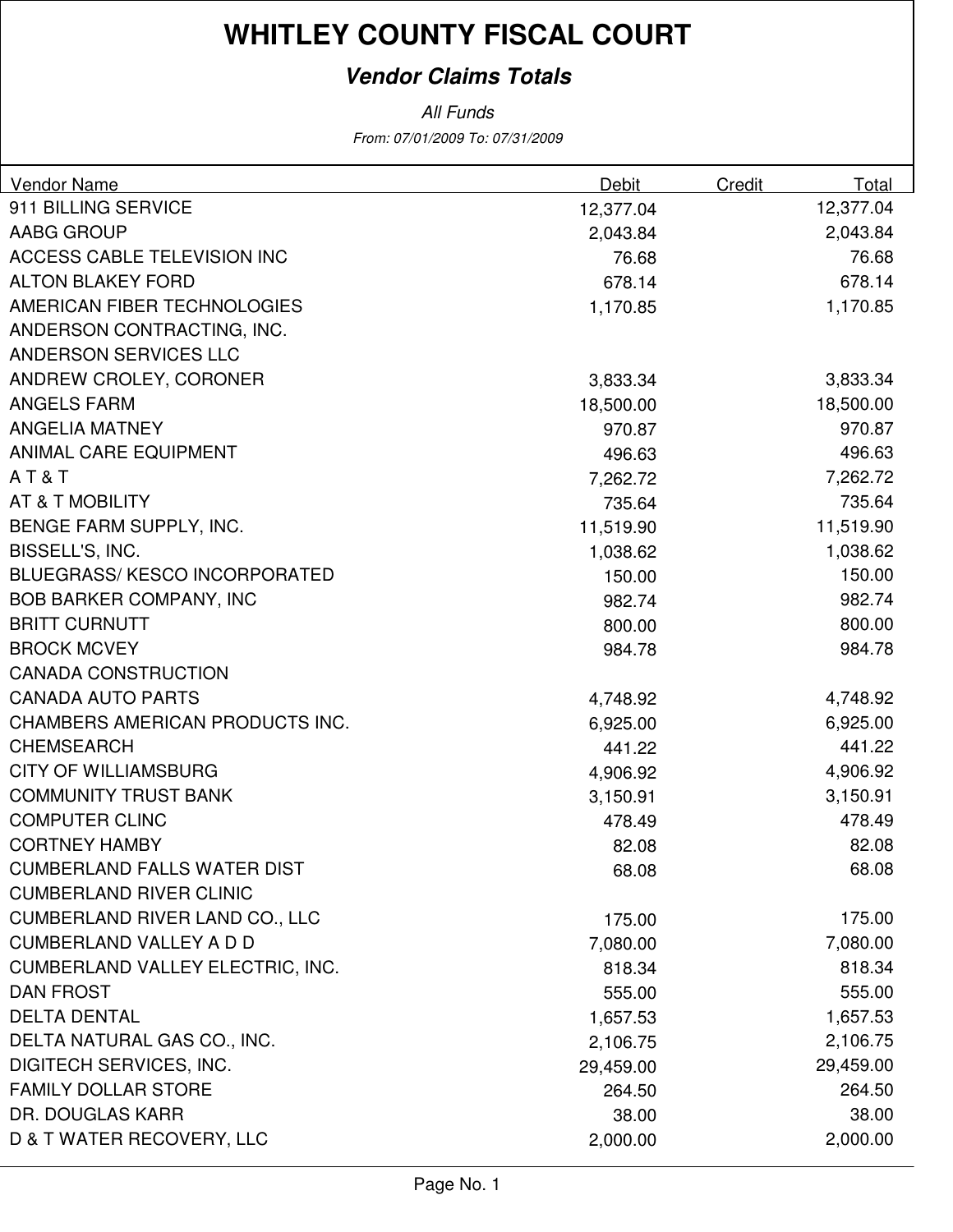# WHITLEY COUNTY FISCAL COURT

## *Vendor Claims Totals*

*All Funds*

*From: 07/01/2009 To: 07/31/2009*

| Vendor Name | Debit | Credit | Total |
|---|---|---|---|
| 911 BILLING SERVICE | 12,377.04 | | 12,377.04 |
| AABG GROUP | 2,043.84 | | 2,043.84 |
| ACCESS CABLE TELEVISION INC | 76.68 | | 76.68 |
| ALTON BLAKEY FORD | 678.14 | | 678.14 |
| AMERICAN FIBER TECHNOLOGIES | 1,170.85 | | 1,170.85 |
| ANDERSON CONTRACTING, INC. | | | |
| ANDERSON SERVICES LLC | | | |
| ANDREW CROLEY, CORONER | 3,833.34 | | 3,833.34 |
| ANGELS FARM | 18,500.00 | | 18,500.00 |
| ANGELIA MATNEY | 970.87 | | 970.87 |
| ANIMAL CARE EQUIPMENT | 496.63 | | 496.63 |
| A T & T | 7,262.72 | | 7,262.72 |
| AT & T MOBILITY | 735.64 | | 735.64 |
| BENGE FARM SUPPLY, INC. | 11,519.90 | | 11,519.90 |
| BISSELL'S, INC. | 1,038.62 | | 1,038.62 |
| BLUEGRASS/ KESCO INCORPORATED | 150.00 | | 150.00 |
| BOB BARKER COMPANY, INC | 982.74 | | 982.74 |
| BRITT CURNUTT | 800.00 | | 800.00 |
| BROCK MCVEY | 984.78 | | 984.78 |
| CANADA CONSTRUCTION | | | |
| CANADA AUTO PARTS | 4,748.92 | | 4,748.92 |
| CHAMBERS AMERICAN PRODUCTS INC. | 6,925.00 | | 6,925.00 |
| CHEMSEARCH | 441.22 | | 441.22 |
| CITY OF WILLIAMSBURG | 4,906.92 | | 4,906.92 |
| COMMUNITY TRUST BANK | 3,150.91 | | 3,150.91 |
| COMPUTER CLINC | 478.49 | | 478.49 |
| CORTNEY HAMBY | 82.08 | | 82.08 |
| CUMBERLAND FALLS WATER DIST | 68.08 | | 68.08 |
| CUMBERLAND RIVER CLINIC | | | |
| CUMBERLAND RIVER LAND CO., LLC | 175.00 | | 175.00 |
| CUMBERLAND VALLEY A D D | 7,080.00 | | 7,080.00 |
| CUMBERLAND VALLEY ELECTRIC, INC. | 818.34 | | 818.34 |
| DAN FROST | 555.00 | | 555.00 |
| DELTA DENTAL | 1,657.53 | | 1,657.53 |
| DELTA NATURAL GAS CO., INC. | 2,106.75 | | 2,106.75 |
| DIGITECH SERVICES, INC. | 29,459.00 | | 29,459.00 |
| FAMILY DOLLAR STORE | 264.50 | | 264.50 |
| DR. DOUGLAS KARR | 38.00 | | 38.00 |
| D & T WATER RECOVERY, LLC | 2,000.00 | | 2,000.00 |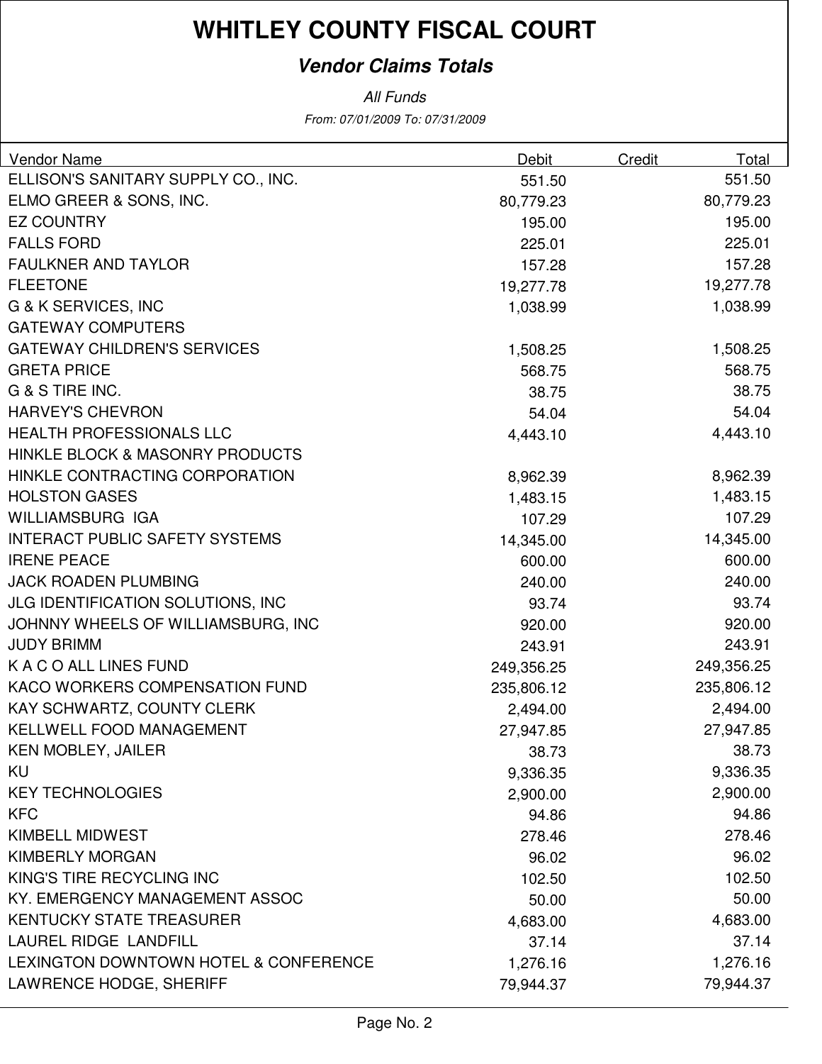# WHITLEY COUNTY FISCAL COURT

### *Vendor Claims Totals*

*All Funds*

*From: 07/01/2009 To: 07/31/2009*

| Vendor Name | Debit | Credit | Total |
|---|---|---|---|
| ELLISON'S SANITARY SUPPLY CO., INC. | 551.50 | | 551.50 |
| ELMO GREER & SONS, INC. | 80,779.23 | | 80,779.23 |
| EZ COUNTRY | 195.00 | | 195.00 |
| FALLS FORD | 225.01 | | 225.01 |
| FAULKNER AND TAYLOR | 157.28 | | 157.28 |
| FLEETONE | 19,277.78 | | 19,277.78 |
| G & K SERVICES, INC | 1,038.99 | | 1,038.99 |
| GATEWAY COMPUTERS | | | |
| GATEWAY CHILDREN'S SERVICES | 1,508.25 | | 1,508.25 |
| GRETA PRICE | 568.75 | | 568.75 |
| G & S TIRE INC. | 38.75 | | 38.75 |
| HARVEY'S CHEVRON | 54.04 | | 54.04 |
| HEALTH PROFESSIONALS LLC | 4,443.10 | | 4,443.10 |
| HINKLE BLOCK & MASONRY PRODUCTS | | | |
| HINKLE CONTRACTING CORPORATION | 8,962.39 | | 8,962.39 |
| HOLSTON GASES | 1,483.15 | | 1,483.15 |
| WILLIAMSBURG IGA | 107.29 | | 107.29 |
| INTERACT PUBLIC SAFETY SYSTEMS | 14,345.00 | | 14,345.00 |
| IRENE PEACE | 600.00 | | 600.00 |
| JACK ROADEN PLUMBING | 240.00 | | 240.00 |
| JLG IDENTIFICATION SOLUTIONS, INC | 93.74 | | 93.74 |
| JOHNNY WHEELS OF WILLIAMSBURG, INC | 920.00 | | 920.00 |
| JUDY BRIMM | 243.91 | | 243.91 |
| K A C O ALL LINES FUND | 249,356.25 | | 249,356.25 |
| KACO WORKERS COMPENSATION FUND | 235,806.12 | | 235,806.12 |
| KAY SCHWARTZ, COUNTY CLERK | 2,494.00 | | 2,494.00 |
| KELLWELL FOOD MANAGEMENT | 27,947.85 | | 27,947.85 |
| KEN MOBLEY, JAILER | 38.73 | | 38.73 |
| KU | 9,336.35 | | 9,336.35 |
| KEY TECHNOLOGIES | 2,900.00 | | 2,900.00 |
| KFC | 94.86 | | 94.86 |
| KIMBELL MIDWEST | 278.46 | | 278.46 |
| KIMBERLY MORGAN | 96.02 | | 96.02 |
| KING'S TIRE RECYCLING INC | 102.50 | | 102.50 |
| KY. EMERGENCY MANAGEMENT ASSOC | 50.00 | | 50.00 |
| KENTUCKY STATE TREASURER | 4,683.00 | | 4,683.00 |
| LAUREL RIDGE LANDFILL | 37.14 | | 37.14 |
| LEXINGTON DOWNTOWN HOTEL & CONFERENCE | 1,276.16 | | 1,276.16 |
| LAWRENCE HODGE, SHERIFF | 79,944.37 | | 79,944.37 |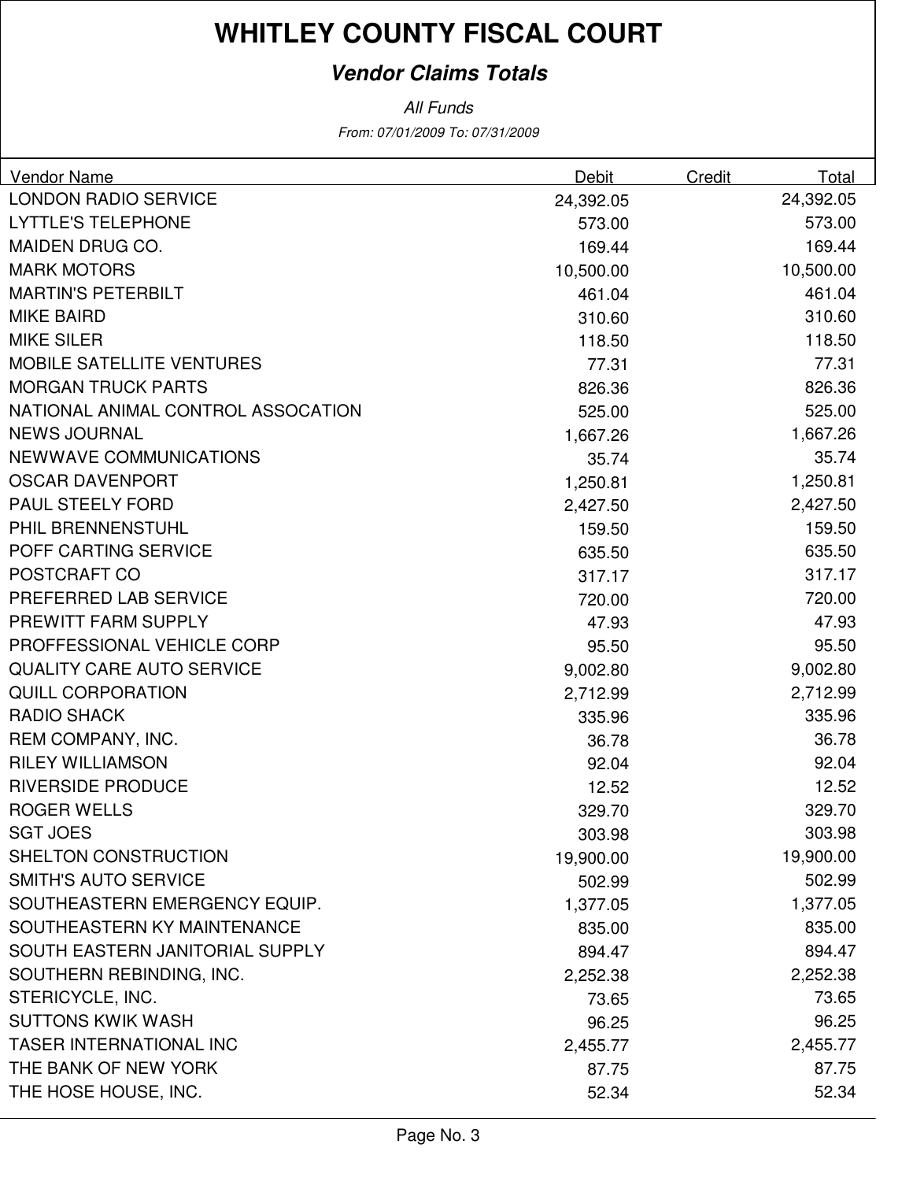# WHITLEY COUNTY FISCAL COURT

## *Vendor Claims Totals*

*All Funds*

*From: 07/01/2009 To: 07/31/2009*

| Vendor Name | Debit | Credit | Total |
|---|---|---|---|
| LONDON RADIO SERVICE | 24,392.05 | | 24,392.05 |
| LYTTLE'S TELEPHONE | 573.00 | | 573.00 |
| MAIDEN DRUG CO. | 169.44 | | 169.44 |
| MARK MOTORS | 10,500.00 | | 10,500.00 |
| MARTIN'S PETERBILT | 461.04 | | 461.04 |
| MIKE BAIRD | 310.60 | | 310.60 |
| MIKE SILER | 118.50 | | 118.50 |
| MOBILE SATELLITE VENTURES | 77.31 | | 77.31 |
| MORGAN TRUCK PARTS | 826.36 | | 826.36 |
| NATIONAL ANIMAL CONTROL ASSOCATION | 525.00 | | 525.00 |
| NEWS JOURNAL | 1,667.26 | | 1,667.26 |
| NEWWAVE COMMUNICATIONS | 35.74 | | 35.74 |
| OSCAR DAVENPORT | 1,250.81 | | 1,250.81 |
| PAUL STEELY FORD | 2,427.50 | | 2,427.50 |
| PHIL BRENNENSTUHL | 159.50 | | 159.50 |
| POFF CARTING SERVICE | 635.50 | | 635.50 |
| POSTCRAFT CO | 317.17 | | 317.17 |
| PREFERRED LAB SERVICE | 720.00 | | 720.00 |
| PREWITT FARM SUPPLY | 47.93 | | 47.93 |
| PROFFESSIONAL VEHICLE CORP | 95.50 | | 95.50 |
| QUALITY CARE AUTO SERVICE | 9,002.80 | | 9,002.80 |
| QUILL CORPORATION | 2,712.99 | | 2,712.99 |
| RADIO SHACK | 335.96 | | 335.96 |
| REM COMPANY, INC. | 36.78 | | 36.78 |
| RILEY WILLIAMSON | 92.04 | | 92.04 |
| RIVERSIDE PRODUCE | 12.52 | | 12.52 |
| ROGER WELLS | 329.70 | | 329.70 |
| SGT JOES | 303.98 | | 303.98 |
| SHELTON CONSTRUCTION | 19,900.00 | | 19,900.00 |
| SMITH'S AUTO SERVICE | 502.99 | | 502.99 |
| SOUTHEASTERN EMERGENCY EQUIP. | 1,377.05 | | 1,377.05 |
| SOUTHEASTERN KY MAINTENANCE | 835.00 | | 835.00 |
| SOUTH EASTERN JANITORIAL SUPPLY | 894.47 | | 894.47 |
| SOUTHERN REBINDING, INC. | 2,252.38 | | 2,252.38 |
| STERICYCLE, INC. | 73.65 | | 73.65 |
| SUTTONS KWIK WASH | 96.25 | | 96.25 |
| TASER INTERNATIONAL INC | 2,455.77 | | 2,455.77 |
| THE BANK OF NEW YORK | 87.75 | | 87.75 |
| THE HOSE HOUSE, INC. | 52.34 | | 52.34 |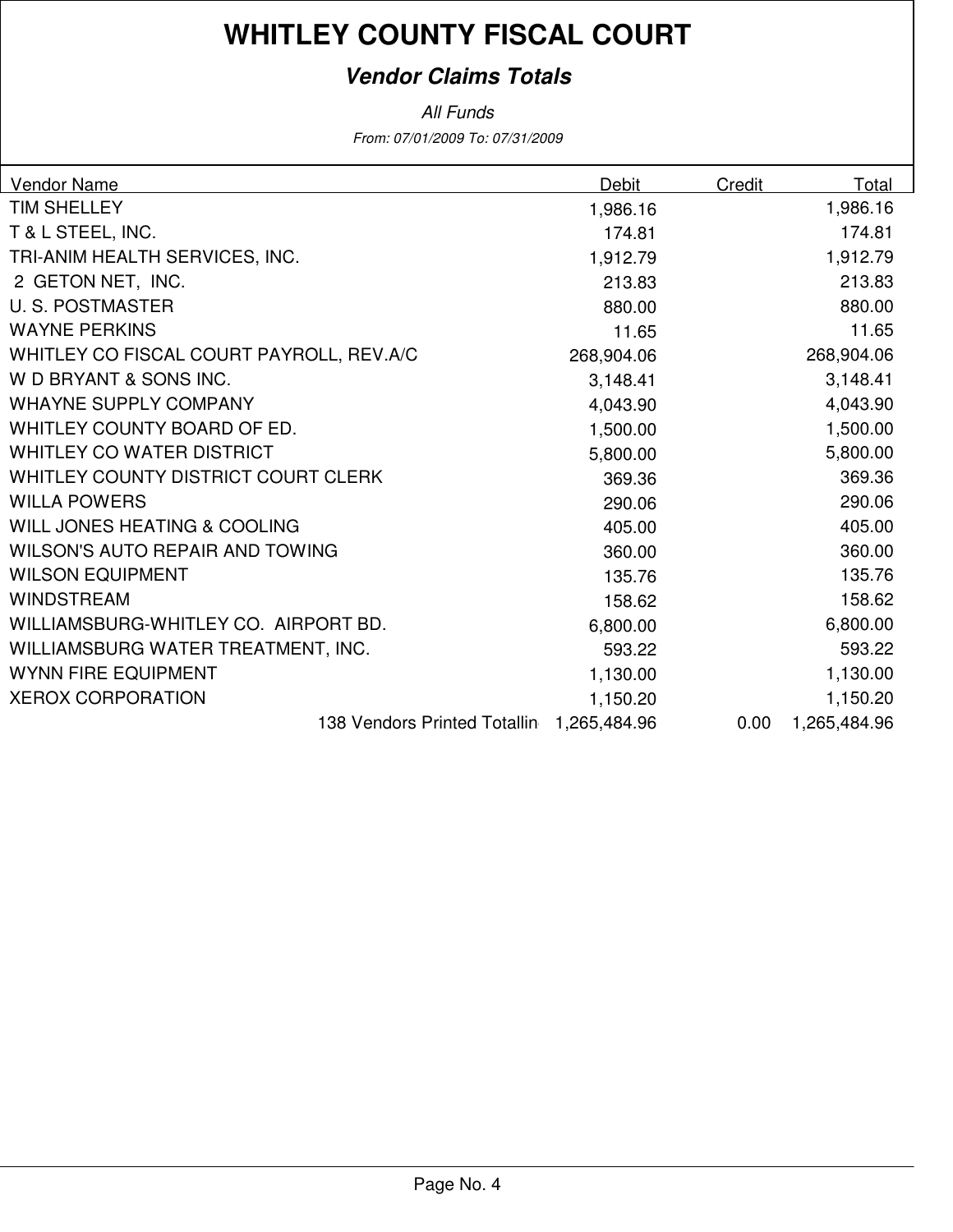# WHITLEY COUNTY FISCAL COURT

## *Vendor Claims Totals*

*All Funds*

*From: 07/01/2009 To: 07/31/2009*

| Vendor Name | Debit | Credit | Total |
|---|---|---|---|
| TIM SHELLEY | 1,986.16 | | 1,986.16 |
| T & L STEEL, INC. | 174.81 | | 174.81 |
| TRI-ANIM HEALTH SERVICES, INC. | 1,912.79 | | 1,912.79 |
| 2 GETON NET, INC. | 213.83 | | 213.83 |
| U. S. POSTMASTER | 880.00 | | 880.00 |
| WAYNE PERKINS | 11.65 | | 11.65 |
| WHITLEY CO FISCAL COURT PAYROLL, REV.A/C | 268,904.06 | | 268,904.06 |
| W D BRYANT & SONS INC. | 3,148.41 | | 3,148.41 |
| WHAYNE SUPPLY COMPANY | 4,043.90 | | 4,043.90 |
| WHITLEY COUNTY BOARD OF ED. | 1,500.00 | | 1,500.00 |
| WHITLEY CO WATER DISTRICT | 5,800.00 | | 5,800.00 |
| WHITLEY COUNTY DISTRICT COURT CLERK | 369.36 | | 369.36 |
| WILLA POWERS | 290.06 | | 290.06 |
| WILL JONES HEATING & COOLING | 405.00 | | 405.00 |
| WILSON'S AUTO REPAIR AND TOWING | 360.00 | | 360.00 |
| WILSON EQUIPMENT | 135.76 | | 135.76 |
| WINDSTREAM | 158.62 | | 158.62 |
| WILLIAMSBURG-WHITLEY CO. AIRPORT BD. | 6,800.00 | | 6,800.00 |
| WILLIAMSBURG WATER TREATMENT, INC. | 593.22 | | 593.22 |
| WYNN FIRE EQUIPMENT | 1,130.00 | | 1,130.00 |
| XEROX CORPORATION | 1,150.20 | | 1,150.20 |
| 138 Vendors Printed Totallin | 1,265,484.96 | 0.00 | 1,265,484.96 |